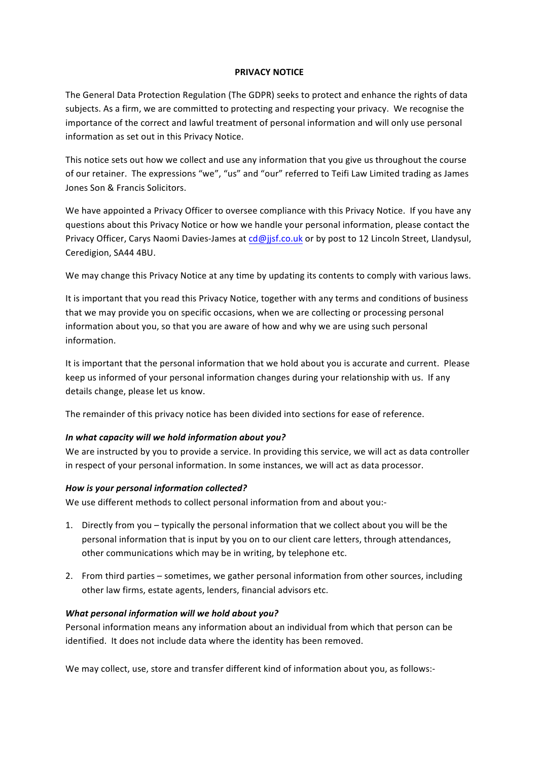**PRIVACY NOTICE**

The General Data Protection Regulation (The GDPR) seeks to protect and enhance the rights of data subjects. As a firm, we are committed to protecting and respecting your privacy. We recognise the importance of the correct and lawful treatment of personal information and will only use personal information as set out in this Privacy Notice.

This notice sets out how we collect and use any information that you give us throughout the course of our retainer. The expressions "we", "us" and "our" referred to Teifi Law Limited trading as James Jones Son & Francis Solicitors.

We have appointed a Privacy Officer to oversee compliance with this Privacy Notice. If you have any questions about this Privacy Notice or how we handle your personal information, please contact the Privacy Officer, Carys Naomi Davies-James at cd@jjsf.co.uk or by post to 12 Lincoln Street, Llandysul, Ceredigion, SA44 4BU.

We may change this Privacy Notice at any time by updating its contents to comply with various laws.

It is important that you read this Privacy Notice, together with any terms and conditions of business that we may provide you on specific occasions, when we are collecting or processing personal information about you, so that you are aware of how and why we are using such personal information.

It is important that the personal information that we hold about you is accurate and current. Please keep us informed of your personal information changes during your relationship with us. If any details change, please let us know.

The remainder of this privacy notice has been divided into sections for ease of reference.

***In what capacity will we hold information about you?***

We are instructed by you to provide a service. In providing this service, we will act as data controller in respect of your personal information. In some instances, we will act as data processor.

***How is your personal information collected?***

We use different methods to collect personal information from and about you:-

1. Directly from you – typically the personal information that we collect about you will be the personal information that is input by you on to our client care letters, through attendances, other communications which may be in writing, by telephone etc.

2. From third parties – sometimes, we gather personal information from other sources, including other law firms, estate agents, lenders, financial advisors etc.

***What personal information will we hold about you?***

Personal information means any information about an individual from which that person can be identified. It does not include data where the identity has been removed.

We may collect, use, store and transfer different kind of information about you, as follows:-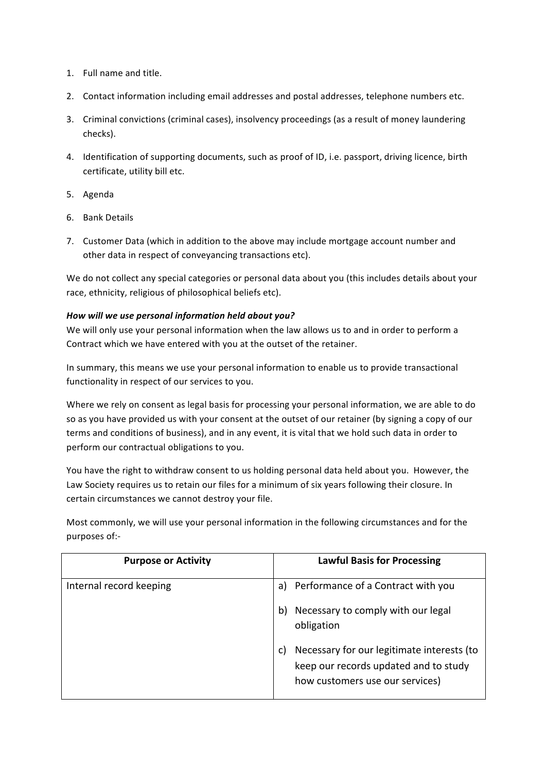1. Full name and title.
2. Contact information including email addresses and postal addresses, telephone numbers etc.
3. Criminal convictions (criminal cases), insolvency proceedings (as a result of money laundering checks).
4. Identification of supporting documents, such as proof of ID, i.e. passport, driving licence, birth certificate, utility bill etc.
5. Agenda
6. Bank Details
7. Customer Data (which in addition to the above may include mortgage account number and other data in respect of conveyancing transactions etc).

We do not collect any special categories or personal data about you (this includes details about your race, ethnicity, religious of philosophical beliefs etc).

***How will we use personal information held about you?***

We will only use your personal information when the law allows us to and in order to perform a Contract which we have entered with you at the outset of the retainer.

In summary, this means we use your personal information to enable us to provide transactional functionality in respect of our services to you.

Where we rely on consent as legal basis for processing your personal information, we are able to do so as you have provided us with your consent at the outset of our retainer (by signing a copy of our terms and conditions of business), and in any event, it is vital that we hold such data in order to perform our contractual obligations to you.

You have the right to withdraw consent to us holding personal data held about you. However, the Law Society requires us to retain our files for a minimum of six years following their closure. In certain circumstances we cannot destroy your file.

Most commonly, we will use your personal information in the following circumstances and for the purposes of:-

| Purpose or Activity | Lawful Basis for Processing |
|---|---|
| Internal record keeping | a) Performance of a Contract with you<br>b) Necessary to comply with our legal obligation<br>c) Necessary for our legitimate interests (to keep our records updated and to study how customers use our services) |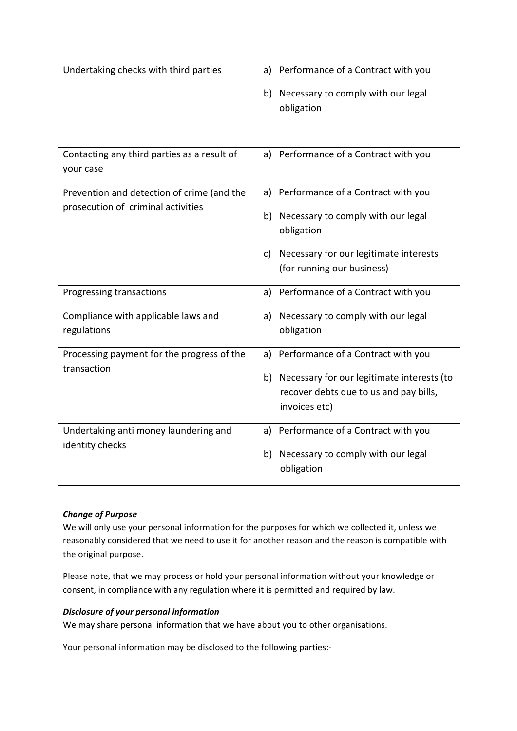| | |
|---|---|
| Undertaking checks with third parties | a) Performance of a Contract with you<br>b) Necessary to comply with our legal obligation |

| | |
|---|---|
| Contacting any third parties as a result of your case | a) Performance of a Contract with you |
| Prevention and detection of crime (and the prosecution of criminal activities | a) Performance of a Contract with you<br>b) Necessary to comply with our legal obligation<br>c) Necessary for our legitimate interests (for running our business) |
| Progressing transactions | a) Performance of a Contract with you |
| Compliance with applicable laws and regulations | a) Necessary to comply with our legal obligation |
| Processing payment for the progress of the transaction | a) Performance of a Contract with you<br>b) Necessary for our legitimate interests (to recover debts due to us and pay bills, invoices etc) |
| Undertaking anti money laundering and identity checks | a) Performance of a Contract with you<br>b) Necessary to comply with our legal obligation |

***Change of Purpose***

We will only use your personal information for the purposes for which we collected it, unless we reasonably considered that we need to use it for another reason and the reason is compatible with the original purpose.

Please note, that we may process or hold your personal information without your knowledge or consent, in compliance with any regulation where it is permitted and required by law.

***Disclosure of your personal information***

We may share personal information that we have about you to other organisations.

Your personal information may be disclosed to the following parties:-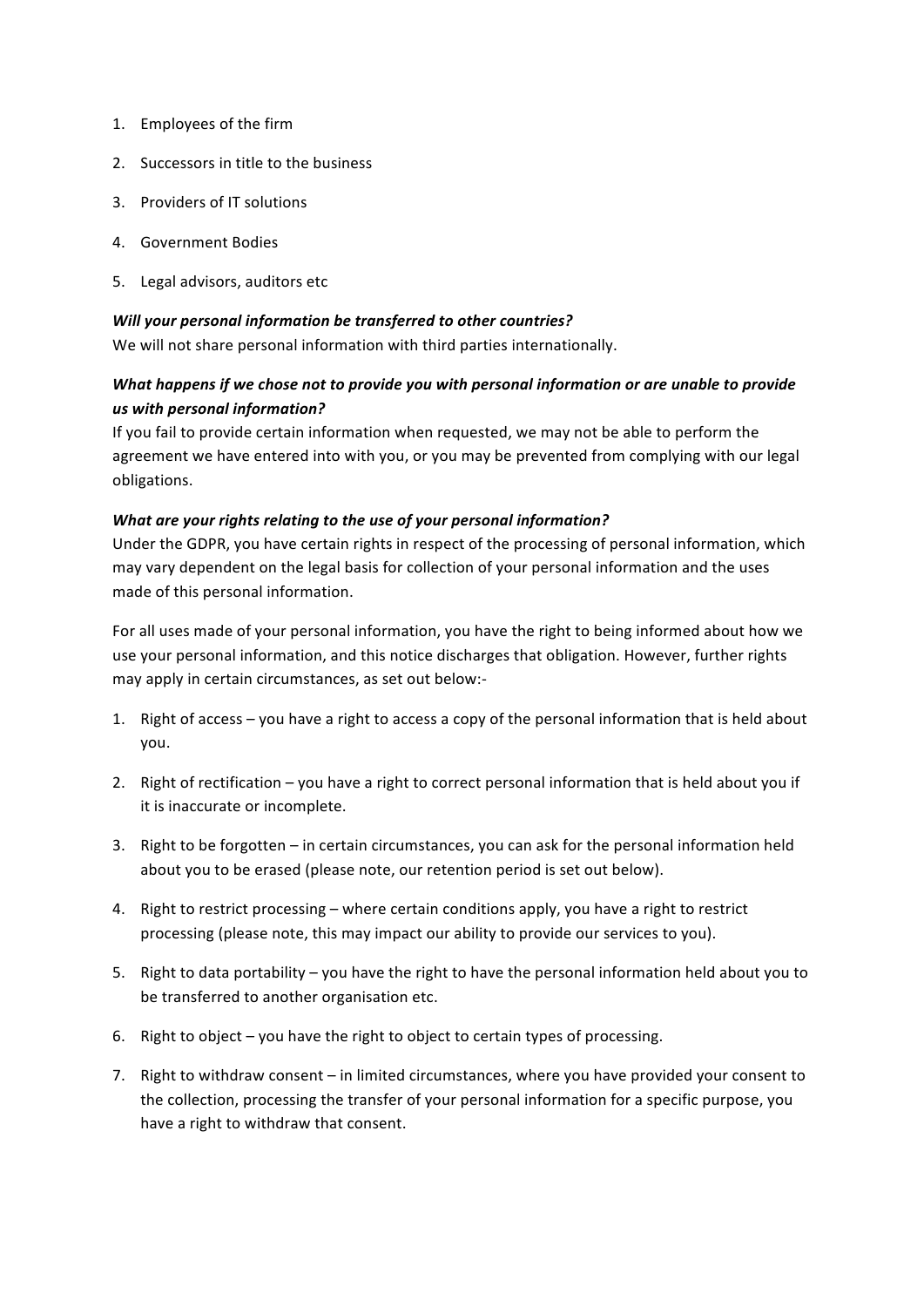1. Employees of the firm
2. Successors in title to the business
3. Providers of IT solutions
4. Government Bodies
5. Legal advisors, auditors etc

***Will your personal information be transferred to other countries?***
We will not share personal information with third parties internationally.

***What happens if we chose not to provide you with personal information or are unable to provide us with personal information?***
If you fail to provide certain information when requested, we may not be able to perform the agreement we have entered into with you, or you may be prevented from complying with our legal obligations.

***What are your rights relating to the use of your personal information?***
Under the GDPR, you have certain rights in respect of the processing of personal information, which may vary dependent on the legal basis for collection of your personal information and the uses made of this personal information.

For all uses made of your personal information, you have the right to being informed about how we use your personal information, and this notice discharges that obligation. However, further rights may apply in certain circumstances, as set out below:-

1. Right of access – you have a right to access a copy of the personal information that is held about you.
2. Right of rectification – you have a right to correct personal information that is held about you if it is inaccurate or incomplete.
3. Right to be forgotten – in certain circumstances, you can ask for the personal information held about you to be erased (please note, our retention period is set out below).
4. Right to restrict processing – where certain conditions apply, you have a right to restrict processing (please note, this may impact our ability to provide our services to you).
5. Right to data portability – you have the right to have the personal information held about you to be transferred to another organisation etc.
6. Right to object – you have the right to object to certain types of processing.
7. Right to withdraw consent – in limited circumstances, where you have provided your consent to the collection, processing the transfer of your personal information for a specific purpose, you have a right to withdraw that consent.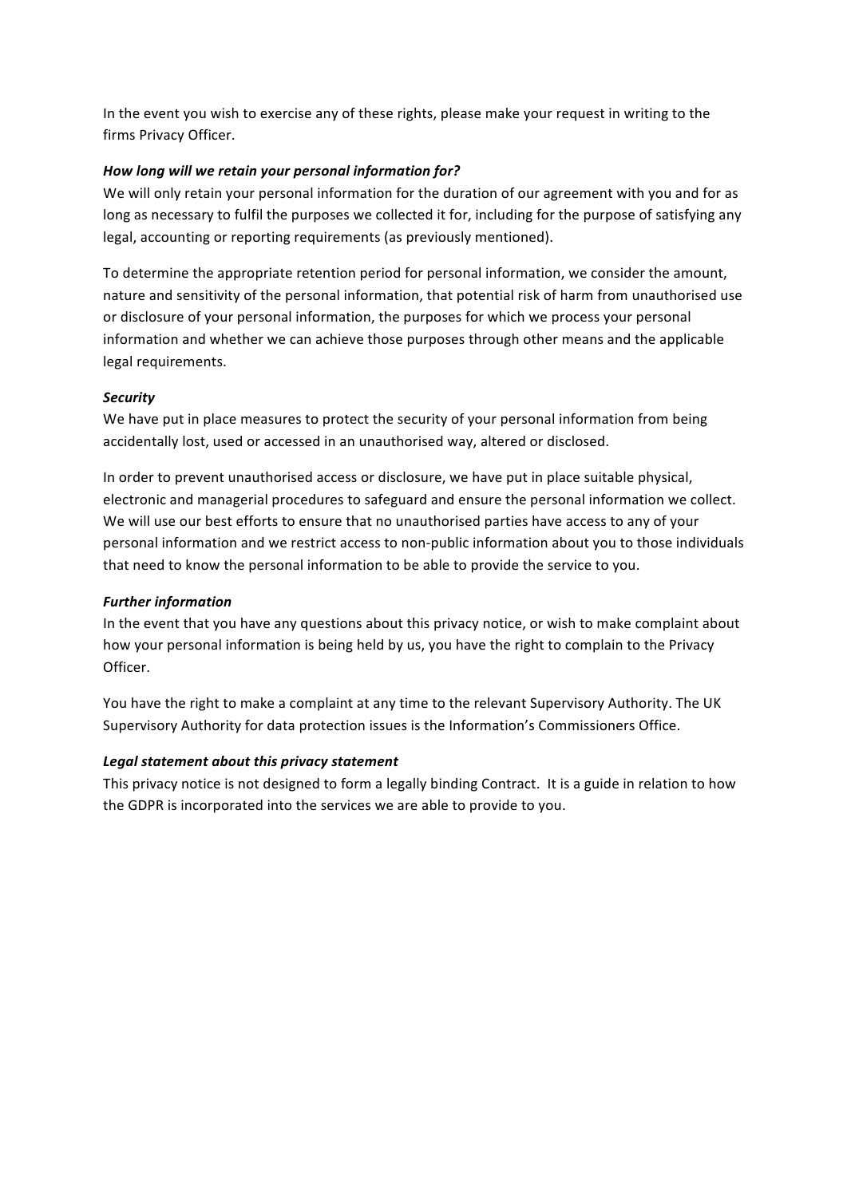In the event you wish to exercise any of these rights, please make your request in writing to the firms Privacy Officer.

***How long will we retain your personal information for?***

We will only retain your personal information for the duration of our agreement with you and for as long as necessary to fulfil the purposes we collected it for, including for the purpose of satisfying any legal, accounting or reporting requirements (as previously mentioned).

To determine the appropriate retention period for personal information, we consider the amount, nature and sensitivity of the personal information, that potential risk of harm from unauthorised use or disclosure of your personal information, the purposes for which we process your personal information and whether we can achieve those purposes through other means and the applicable legal requirements.

***Security***

We have put in place measures to protect the security of your personal information from being accidentally lost, used or accessed in an unauthorised way, altered or disclosed.

In order to prevent unauthorised access or disclosure, we have put in place suitable physical, electronic and managerial procedures to safeguard and ensure the personal information we collect. We will use our best efforts to ensure that no unauthorised parties have access to any of your personal information and we restrict access to non-public information about you to those individuals that need to know the personal information to be able to provide the service to you.

***Further information***

In the event that you have any questions about this privacy notice, or wish to make complaint about how your personal information is being held by us, you have the right to complain to the Privacy Officer.

You have the right to make a complaint at any time to the relevant Supervisory Authority. The UK Supervisory Authority for data protection issues is the Information's Commissioners Office.

***Legal statement about this privacy statement***

This privacy notice is not designed to form a legally binding Contract. It is a guide in relation to how the GDPR is incorporated into the services we are able to provide to you.